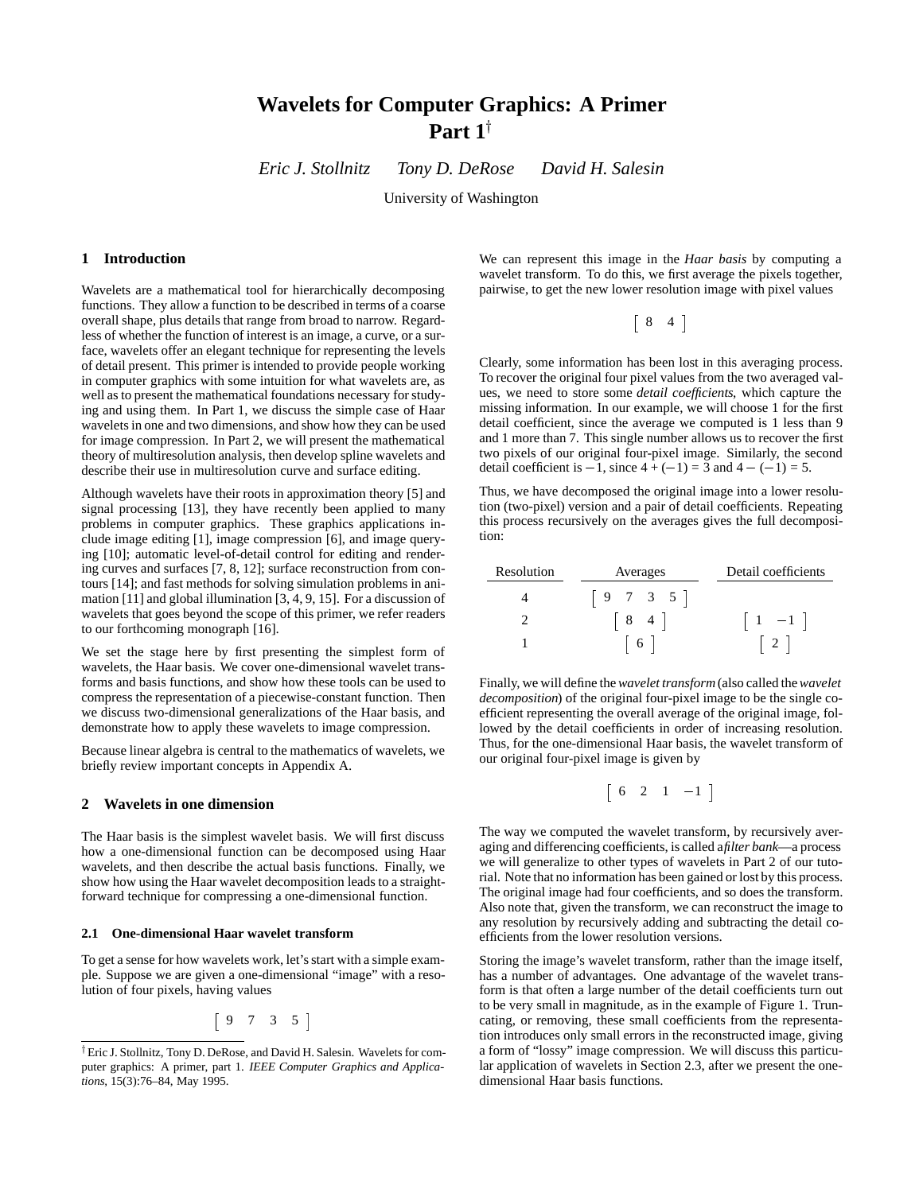# Wavelets for Computer Graphics: A Primer Part 1[†]

*Eric J. Stollnitz* *Tony D. DeRose* *David H. Salesin*

University of Washington

## 1 Introduction

Wavelets are a mathematical tool for hierarchically decomposing functions. They allow a function to be described in terms of a coarse overall shape, plus details that range from broad to narrow. Regardless of whether the function of interest is an image, a curve, or a surface, wavelets offer an elegant technique for representing the levels of detail present. This primer is intended to provide people working in computer graphics with some intuition for what wavelets are, as well as to present the mathematical foundations necessary for studying and using them. In Part 1, we discuss the simple case of Haar wavelets in one and two dimensions, and show how they can be used for image compression. In Part 2, we will present the mathematical theory of multiresolution analysis, then develop spline wavelets and describe their use in multiresolution curve and surface editing.

Although wavelets have their roots in approximation theory [5] and signal processing [13], they have recently been applied to many problems in computer graphics. These graphics applications include image editing [1], image compression [6], and image querying [10]; automatic level-of-detail control for editing and rendering curves and surfaces [7, 8, 12]; surface reconstruction from contours [14]; and fast methods for solving simulation problems in animation [11] and global illumination [3, 4, 9, 15]. For a discussion of wavelets that goes beyond the scope of this primer, we refer readers to our forthcoming monograph [16].

We set the stage here by first presenting the simplest form of wavelets, the Haar basis. We cover one-dimensional wavelet transforms and basis functions, and show how these tools can be used to compress the representation of a piecewise-constant function. Then we discuss two-dimensional generalizations of the Haar basis, and demonstrate how to apply these wavelets to image compression.

Because linear algebra is central to the mathematics of wavelets, we briefly review important concepts in Appendix A.

## 2 Wavelets in one dimension

The Haar basis is the simplest wavelet basis. We will first discuss how a one-dimensional function can be decomposed using Haar wavelets, and then describe the actual basis functions. Finally, we show how using the Haar wavelet decomposition leads to a straightforward technique for compressing a one-dimensional function.

### 2.1 One-dimensional Haar wavelet transform

To get a sense for how wavelets work, let's start with a simple example. Suppose we are given a one-dimensional "image" with a resolution of four pixels, having values

$$\left[\begin{array}{cccc} 9 & 7 & 3 & 5 \end{array}\right]$$

We can represent this image in the *Haar basis* by computing a wavelet transform. To do this, we first average the pixels together, pairwise, to get the new lower resolution image with pixel values

$$\left[\begin{array}{cc} 8 & 4 \end{array}\right]$$

Clearly, some information has been lost in this averaging process. To recover the original four pixel values from the two averaged values, we need to store some *detail coefficients*, which capture the missing information. In our example, we will choose 1 for the first detail coefficient, since the average we computed is 1 less than 9 and 1 more than 7. This single number allows us to recover the first two pixels of our original four-pixel image. Similarly, the second detail coefficient is $-1$, since $4 + (-1) = 3$ and $4 - (-1) = 5$.

Thus, we have decomposed the original image into a lower resolution (two-pixel) version and a pair of detail coefficients. Repeating this process recursively on the averages gives the full decomposition:

| Resolution | Averages | Detail coefficients |
|---|---|---|
| 4 | $\left[\begin{array}{cccc} 9 & 7 & 3 & 5 \end{array}\right]$ | |
| 2 | $\left[\begin{array}{cc} 8 & 4 \end{array}\right]$ | $\left[\begin{array}{cc} 1 & -1 \end{array}\right]$ |
| 1 | $\left[\begin{array}{c} 6 \end{array}\right]$ | $\left[\begin{array}{c} 2 \end{array}\right]$ |

Finally, we will define the *wavelet transform* (also called the *wavelet decomposition*) of the original four-pixel image to be the single coefficient representing the overall average of the original image, followed by the detail coefficients in order of increasing resolution. Thus, for the one-dimensional Haar basis, the wavelet transform of our original four-pixel image is given by

$$\left[\begin{array}{cccc} 6 & 2 & 1 & -1 \end{array}\right]$$

The way we computed the wavelet transform, by recursively averaging and differencing coefficients, is called a *filter bank*—a process we will generalize to other types of wavelets in Part 2 of our tutorial. Note that no information has been gained or lost by this process. The original image had four coefficients, and so does the transform. Also note that, given the transform, we can reconstruct the image to any resolution by recursively adding and subtracting the detail coefficients from the lower resolution versions.

Storing the image's wavelet transform, rather than the image itself, has a number of advantages. One advantage of the wavelet transform is that often a large number of the detail coefficients turn out to be very small in magnitude, as in the example of Figure 1. Truncating, or removing, these small coefficients from the representation introduces only small errors in the reconstructed image, giving a form of "lossy" image compression. We will discuss this particular application of wavelets in Section 2.3, after we present the one-dimensional Haar basis functions.

---

[†] Eric J. Stollnitz, Tony D. DeRose, and David H. Salesin. Wavelets for computer graphics: A primer, part 1. *IEEE Computer Graphics and Applications*, 15(3):76–84, May 1995.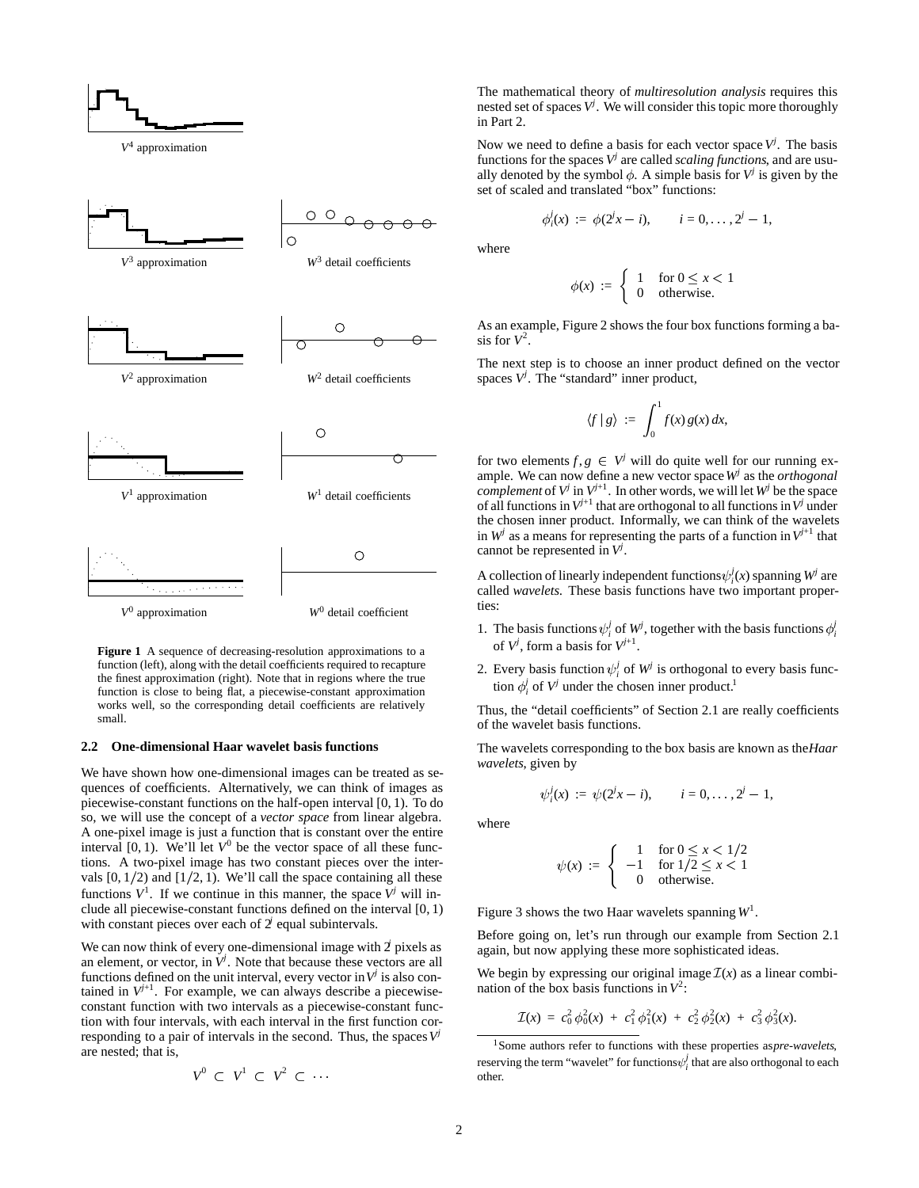$V^4$ approximation

$V^3$ approximation $W^3$ detail coefficients

$V^2$ approximation $W^2$ detail coefficients

$V^1$ approximation $W^1$ detail coefficients

$V^0$ approximation $W^0$ detail coefficient

**Figure 1** A sequence of decreasing-resolution approximations to a function (left), along with the detail coefficients required to recapture the finest approximation (right). Note that in regions where the true function is close to being flat, a piecewise-constant approximation works well, so the corresponding detail coefficients are relatively small.

### 2.2 One-dimensional Haar wavelet basis functions

We have shown how one-dimensional images can be treated as sequences of coefficients. Alternatively, we can think of images as piecewise-constant functions on the half-open interval $[0, 1)$. To do so, we will use the concept of a *vector space* from linear algebra. A one-pixel image is just a function that is constant over the entire interval $[0, 1)$. We'll let $V^0$ be the vector space of all these functions. A two-pixel image has two constant pieces over the intervals $[0, 1/2)$ and $[1/2, 1)$. We'll call the space containing all these functions $V^1$. If we continue in this manner, the space $V^j$ will include all piecewise-constant functions defined on the interval $[0, 1)$ with constant pieces over each of $2^j$ equal subintervals.

We can now think of every one-dimensional image with $2^j$ pixels as an element, or vector, in $V^j$. Note that because these vectors are all functions defined on the unit interval, every vector in $V^j$ is also contained in $V^{j+1}$. For example, we can always describe a piecewise-constant function with two intervals as a piecewise-constant function with four intervals, with each interval in the first function corresponding to a pair of intervals in the second. Thus, the spaces $V^j$ are nested; that is,

$$V^0 \subset V^1 \subset V^2 \subset \cdots$$

The mathematical theory of *multiresolution analysis* requires this nested set of spaces $V^j$. We will consider this topic more thoroughly in Part 2.

Now we need to define a basis for each vector space $V^j$. The basis functions for the spaces $V^j$ are called *scaling functions*, and are usually denoted by the symbol $\phi$. A simple basis for $V^j$ is given by the set of scaled and translated "box" functions:

$$\phi_i^j(x) := \phi(2^j x - i), \qquad i = 0, \ldots, 2^j - 1,$$

where

$$\phi(x) := \begin{cases} 1 & \text{for } 0 \le x < 1 \\ 0 & \text{otherwise.} \end{cases}$$

As an example, Figure 2 shows the four box functions forming a basis for $V^2$.

The next step is to choose an inner product defined on the vector spaces $V^j$. The "standard" inner product,

$$\langle f \,|\, g \rangle := \int_0^1 f(x)\, g(x)\, dx,$$

for two elements $f, g \in V^j$ will do quite well for our running example. We can now define a new vector space $W^j$ as the *orthogonal complement* of $V^j$ in $V^{j+1}$. In other words, we will let $W^j$ be the space of all functions in $V^{j+1}$ that are orthogonal to all functions in $V^j$ under the chosen inner product. Informally, we can think of the wavelets in $W^j$ as a means for representing the parts of a function in $V^{j+1}$ that cannot be represented in $V^j$.

A collection of linearly independent functions $\psi_i^j(x)$ spanning $W^j$ are called *wavelets*. These basis functions have two important properties:

1. The basis functions $\psi_i^j$ of $W^j$, together with the basis functions $\phi_i^j$ of $V^j$, form a basis for $V^{j+1}$.
2. Every basis function $\psi_i^j$ of $W^j$ is orthogonal to every basis function $\phi_i^j$ of $V^j$ under the chosen inner product.[1]

Thus, the "detail coefficients" of Section 2.1 are really coefficients of the wavelet basis functions.

The wavelets corresponding to the box basis are known as the *Haar wavelets*, given by

$$\psi_i^j(x) := \psi(2^j x - i), \qquad i = 0, \ldots, 2^j - 1,$$

where

$$\psi(x) := \begin{cases} 1 & \text{for } 0 \le x < 1/2 \\ -1 & \text{for } 1/2 \le x < 1 \\ 0 & \text{otherwise.} \end{cases}$$

Figure 3 shows the two Haar wavelets spanning $W^1$.

Before going on, let's run through our example from Section 2.1 again, but now applying these more sophisticated ideas.

We begin by expressing our original image $\mathcal{I}(x)$ as a linear combination of the box basis functions in $V^2$:

$$\mathcal{I}(x) = c_0^2\,\phi_0^2(x) + c_1^2\,\phi_1^2(x) + c_2^2\,\phi_2^2(x) + c_3^2\,\phi_3^2(x).$$

[1] Some authors refer to functions with these properties as *pre-wavelets*, reserving the term "wavelet" for functions $\psi_i^j$ that are also orthogonal to each other.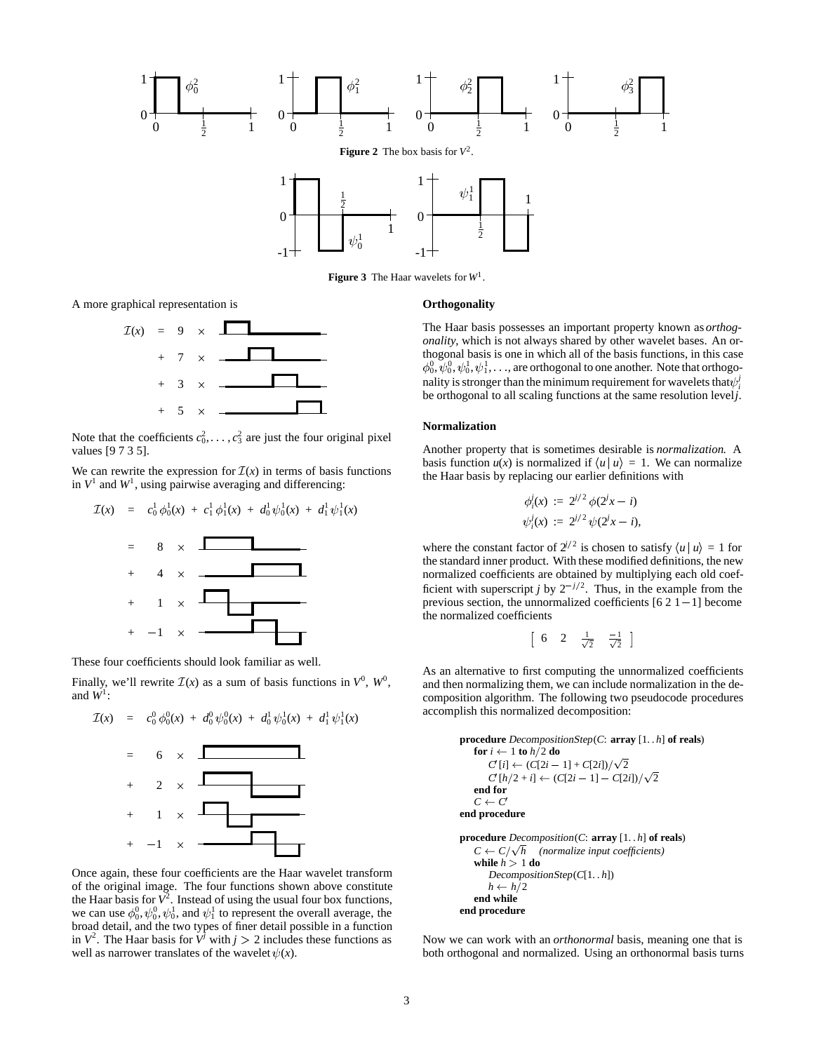**Figure 2** The box basis for $V^2$.

**Figure 3** The Haar wavelets for $W^1$.

A more graphical representation is

$$\mathcal{I}(x) = 9 \times \ldots + 7 \times \ldots + 3 \times \ldots + 5 \times \ldots$$

Note that the coefficients $c_0^2, \ldots, c_3^2$ are just the four original pixel values [9 7 3 5].

We can rewrite the expression for $\mathcal{I}(x)$ in terms of basis functions in $V^1$ and $W^1$, using pairwise averaging and differencing:

$$\mathcal{I}(x) = c_0^1 \phi_0^1(x) + c_1^1 \phi_1^1(x) + d_0^1 \psi_0^1(x) + d_1^1 \psi_1^1(x)$$

$$= 8 \times \ldots + 4 \times \ldots + 1 \times \ldots + -1 \times \ldots$$

These four coefficients should look familiar as well.

Finally, we'll rewrite $\mathcal{I}(x)$ as a sum of basis functions in $V^0$, $W^0$, and $W^1$:

$$\mathcal{I}(x) = c_0^0 \phi_0^0(x) + d_0^0 \psi_0^0(x) + d_0^1 \psi_0^1(x) + d_1^1 \psi_1^1(x)$$

$$= 6 \times \ldots + 2 \times \ldots + 1 \times \ldots + -1 \times \ldots$$

Once again, these four coefficients are the Haar wavelet transform of the original image. The four functions shown above constitute the Haar basis for $V^2$. Instead of using the usual four box functions, we can use $\phi_0^0, \psi_0^0, \psi_0^1$, and $\psi_1^1$ to represent the overall average, the broad detail, and the two types of finer detail possible in a function in $V^2$. The Haar basis for $V^j$ with $j > 2$ includes these functions as well as narrower translates of the wavelet $\psi(x)$.

### Orthogonality

The Haar basis possesses an important property known as *orthogonality*, which is not always shared by other wavelet bases. An orthogonal basis is one in which all of the basis functions, in this case $\phi_0^0, \psi_0^0, \psi_0^1, \psi_1^1, \ldots$, are orthogonal to one another. Note that orthogonality is stronger than the minimum requirement for wavelets that $\psi_i^j$ be orthogonal to all scaling functions at the same resolution level $j$.

### Normalization

Another property that is sometimes desirable is *normalization.* A basis function $u(x)$ is normalized if $\langle u \,|\, u \rangle = 1$. We can normalize the Haar basis by replacing our earlier definitions with

$$\phi_i^j(x) := 2^{j/2}\, \phi(2^j x - i)$$
$$\psi_i^j(x) := 2^{j/2}\, \psi(2^j x - i),$$

where the constant factor of $2^{j/2}$ is chosen to satisfy $\langle u \,|\, u \rangle = 1$ for the standard inner product. With these modified definitions, the new normalized coefficients are obtained by multiplying each old coefficient with superscript $j$ by $2^{-j/2}$. Thus, in the example from the previous section, the unnormalized coefficients [6 2 1 −1] become the normalized coefficients

$$\left[ \begin{array}{cccc} 6 & 2 & \frac{1}{\sqrt{2}} & \frac{-1}{\sqrt{2}} \end{array} \right]$$

As an alternative to first computing the unnormalized coefficients and then normalizing them, we can include normalization in the decomposition algorithm. The following two pseudocode procedures accomplish this normalized decomposition:

```
procedure DecompositionStep(C: array [1. . h] of reals)
    for i ← 1 to h/2 do
        C′[i] ← (C[2i − 1] + C[2i])/√2
        C′[h/2 + i] ← (C[2i − 1] − C[2i])/√2
    end for
    C ← C′
end procedure

procedure Decomposition(C: array [1. . h] of reals)
    C ← C/√h    (normalize input coefficients)
    while h > 1 do
        DecompositionStep(C[1. . h])
        h ← h/2
    end while
end procedure
```

Now we can work with an *orthonormal* basis, meaning one that is both orthogonal and normalized. Using an orthonormal basis turns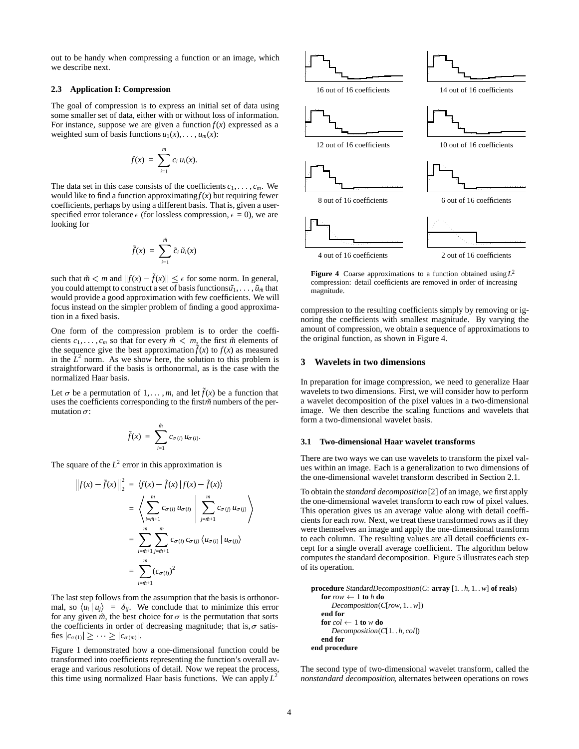out to be handy when compressing a function or an image, which we describe next.

### 2.3 Application I: Compression

The goal of compression is to express an initial set of data using some smaller set of data, either with or without loss of information. For instance, suppose we are given a function $f(x)$ expressed as a weighted sum of basis functions $u_1(x), \ldots, u_m(x)$:

$$f(x) = \sum_{i=1}^{m} c_i \, u_i(x).$$

The data set in this case consists of the coefficients $c_1, \ldots, c_m$. We would like to find a function approximating $f(x)$ but requiring fewer coefficients, perhaps by using a different basis. That is, given a user-specified error tolerance $\epsilon$ (for lossless compression, $\epsilon = 0$), we are looking for

$$\tilde{f}(x) = \sum_{i=1}^{\tilde{m}} \tilde{c}_i \, \tilde{u}_i(x)$$

such that $\tilde{m} < m$ and $\|f(x) - \tilde{f}(x)\| \leq \epsilon$ for some norm. In general, you could attempt to construct a set of basis functions $\tilde{u}_1, \ldots, \tilde{u}_{\tilde{m}}$ that would provide a good approximation with few coefficients. We will focus instead on the simpler problem of finding a good approximation in a fixed basis.

One form of the compression problem is to order the coefficients $c_1, \ldots, c_m$ so that for every $\tilde{m} < m$, the first $\tilde{m}$ elements of the sequence give the best approximation $\tilde{f}(x)$ to $f(x)$ as measured in the $L^2$ norm. As we show here, the solution to this problem is straightforward if the basis is orthonormal, as is the case with the normalized Haar basis.

Let $\sigma$ be a permutation of $1, \ldots, m$, and let $\tilde{f}(x)$ be a function that uses the coefficients corresponding to the first $\tilde{m}$ numbers of the permutation $\sigma$:

$$\tilde{f}(x) = \sum_{i=1}^{\tilde{m}} c_{\sigma(i)} \, u_{\sigma(i)}.$$

The square of the $L^2$ error in this approximation is

$$\begin{aligned}
\left\| f(x) - \tilde{f}(x) \right\|_2^2 &= \langle f(x) - \tilde{f}(x) \,|\, f(x) - \tilde{f}(x) \rangle \\
&= \left\langle \sum_{i=\tilde{m}+1}^{m} c_{\sigma(i)} \, u_{\sigma(i)} \;\middle|\; \sum_{j=\tilde{m}+1}^{m} c_{\sigma(j)} \, u_{\sigma(j)} \right\rangle \\
&= \sum_{i=\tilde{m}+1}^{m} \sum_{j=\tilde{m}+1}^{m} c_{\sigma(i)} \, c_{\sigma(j)} \, \langle u_{\sigma(i)} \,|\, u_{\sigma(j)} \rangle \\
&= \sum_{i=\tilde{m}+1}^{m} (c_{\sigma(i)})^2
\end{aligned}$$

The last step follows from the assumption that the basis is orthonormal, so $\langle u_i \,|\, u_j \rangle = \delta_{ij}$. We conclude that to minimize this error for any given $\tilde{m}$, the best choice for $\sigma$ is the permutation that sorts the coefficients in order of decreasing magnitude; that is, $\sigma$ satisfies $|c_{\sigma(1)}| \geq \cdots \geq |c_{\sigma(m)}|$.

Figure 1 demonstrated how a one-dimensional function could be transformed into coefficients representing the function's overall average and various resolutions of detail. Now we repeat the process, this time using normalized Haar basis functions. We can apply $L^2$ compression to the resulting coefficients simply by removing or ignoring the coefficients with smallest magnitude. By varying the amount of compression, we obtain a sequence of approximations to the original function, as shown in Figure 4.

16 out of 16 coefficients — 14 out of 16 coefficients — 12 out of 16 coefficients — 10 out of 16 coefficients — 8 out of 16 coefficients — 6 out of 16 coefficients — 4 out of 16 coefficients — 2 out of 16 coefficients

**Figure 4** Coarse approximations to a function obtained using $L^2$ compression: detail coefficients are removed in order of increasing magnitude.

## 3 Wavelets in two dimensions

In preparation for image compression, we need to generalize Haar wavelets to two dimensions. First, we will consider how to perform a wavelet decomposition of the pixel values in a two-dimensional image. We then describe the scaling functions and wavelets that form a two-dimensional wavelet basis.

### 3.1 Two-dimensional Haar wavelet transforms

There are two ways we can use wavelets to transform the pixel values within an image. Each is a generalization to two dimensions of the one-dimensional wavelet transform described in Section 2.1.

To obtain the *standard decomposition* [2] of an image, we first apply the one-dimensional wavelet transform to each row of pixel values. This operation gives us an average value along with detail coefficients for each row. Next, we treat these transformed rows as if they were themselves an image and apply the one-dimensional transform to each column. The resulting values are all detail coefficients except for a single overall average coefficient. The algorithm below computes the standard decomposition. Figure 5 illustrates each step of its operation.

```
procedure StandardDecomposition(C: array [1..h, 1..w] of reals)
    for row ← 1 to h do
        Decomposition(C[row, 1..w])
    end for
    for col ← 1 to w do
        Decomposition(C[1..h, col])
    end for
end procedure
```

The second type of two-dimensional wavelet transform, called the *nonstandard decomposition*, alternates between operations on rows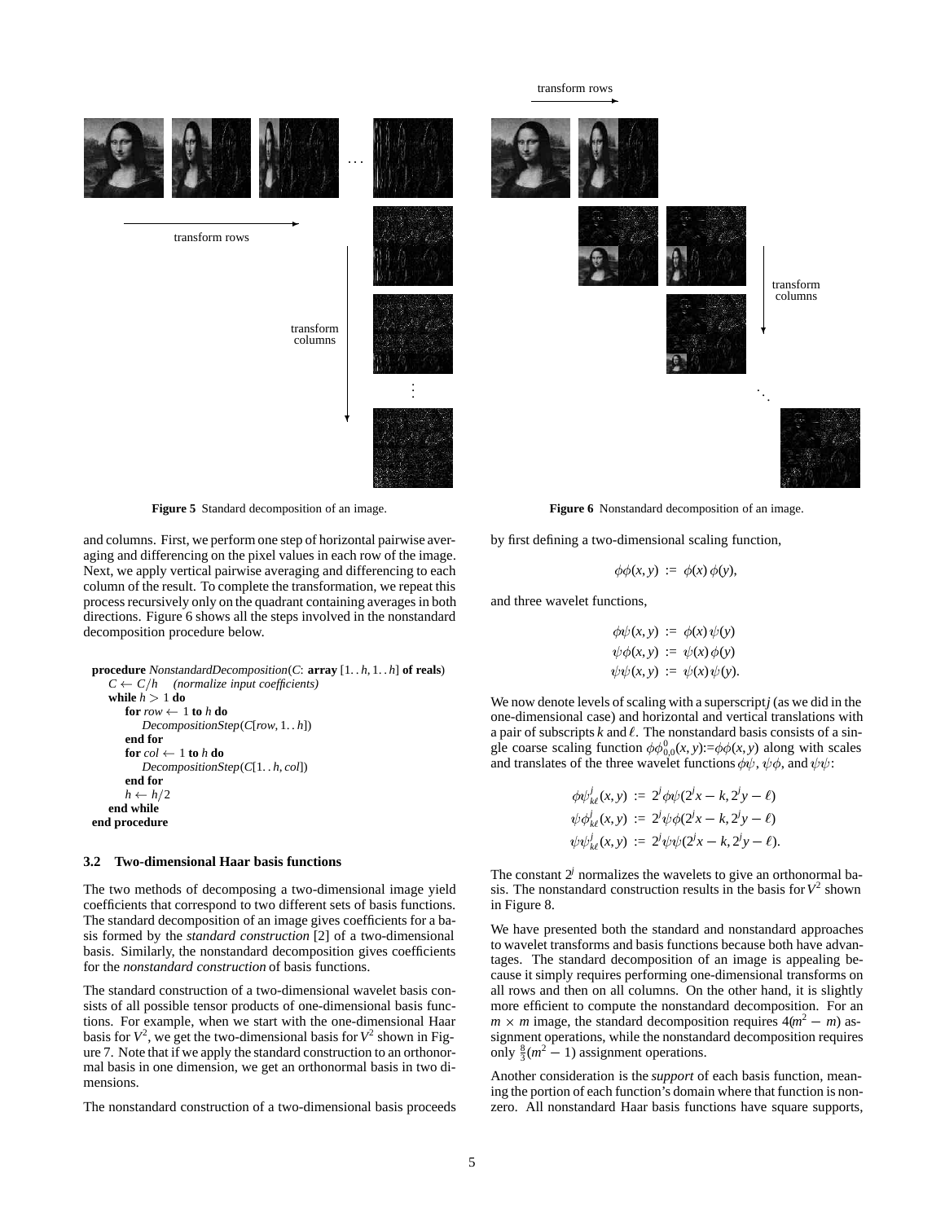Figure 5 Standard decomposition of an image.

Figure 6 Nonstandard decomposition of an image.

and columns. First, we perform one step of horizontal pairwise averaging and differencing on the pixel values in each row of the image. Next, we apply vertical pairwise averaging and differencing to each column of the result. To complete the transformation, we repeat this process recursively only on the quadrant containing averages in both directions. Figure 6 shows all the steps involved in the nonstandard decomposition procedure below.

```
procedure NonstandardDecomposition(C: array [1..h, 1..h] of reals)
    C ← C/h    (normalize input coefficients)
    while h > 1 do
        for row ← 1 to h do
            DecompositionStep(C[row, 1..h])
        end for
        for col ← 1 to h do
            DecompositionStep(C[1..h, col])
        end for
        h ← h/2
    end while
end procedure
```

### 3.2 Two-dimensional Haar basis functions

The two methods of decomposing a two-dimensional image yield coefficients that correspond to two different sets of basis functions. The standard decomposition of an image gives coefficients for a basis formed by the *standard construction* [2] of a two-dimensional basis. Similarly, the nonstandard decomposition gives coefficients for the *nonstandard construction* of basis functions.

The standard construction of a two-dimensional wavelet basis consists of all possible tensor products of one-dimensional basis functions. For example, when we start with the one-dimensional Haar basis for $V^2$, we get the two-dimensional basis for $V^2$ shown in Figure 7. Note that if we apply the standard construction to an orthonormal basis in one dimension, we get an orthonormal basis in two dimensions.

The nonstandard construction of a two-dimensional basis proceeds by first defining a two-dimensional scaling function,

$$\phi\phi(x, y) := \phi(x)\,\phi(y),$$

and three wavelet functions,

$$\begin{aligned}
\phi\psi(x, y) &:= \phi(x)\,\psi(y) \\
\psi\phi(x, y) &:= \psi(x)\,\phi(y) \\
\psi\psi(x, y) &:= \psi(x)\,\psi(y).
\end{aligned}$$

We now denote levels of scaling with a superscript $j$ (as we did in the one-dimensional case) and horizontal and vertical translations with a pair of subscripts $k$ and $\ell$. The nonstandard basis consists of a single coarse scaling function $\phi\phi^0_{0,0}(x, y) := \phi\phi(x, y)$ along with scales and translates of the three wavelet functions $\phi\psi$, $\psi\phi$, and $\psi\psi$:

$$\begin{aligned}
\phi\psi^j_{k\ell}(x, y) &:= 2^j\,\phi\psi(2^j x - k, 2^j y - \ell) \\
\psi\phi^j_{k\ell}(x, y) &:= 2^j\,\psi\phi(2^j x - k, 2^j y - \ell) \\
\psi\psi^j_{k\ell}(x, y) &:= 2^j\,\psi\psi(2^j x - k, 2^j y - \ell).
\end{aligned}$$

The constant $2^j$ normalizes the wavelets to give an orthonormal basis. The nonstandard construction results in the basis for $V^2$ shown in Figure 8.

We have presented both the standard and nonstandard approaches to wavelet transforms and basis functions because both have advantages. The standard decomposition of an image is appealing because it simply requires performing one-dimensional transforms on all rows and then on all columns. On the other hand, it is slightly more efficient to compute the nonstandard decomposition. For an $m \times m$ image, the standard decomposition requires $4(m^2 - m)$ assignment operations, while the nonstandard decomposition requires only $\frac{8}{3}(m^2 - 1)$ assignment operations.

Another consideration is the *support* of each basis function, meaning the portion of each function's domain where that function is nonzero. All nonstandard Haar basis functions have square supports,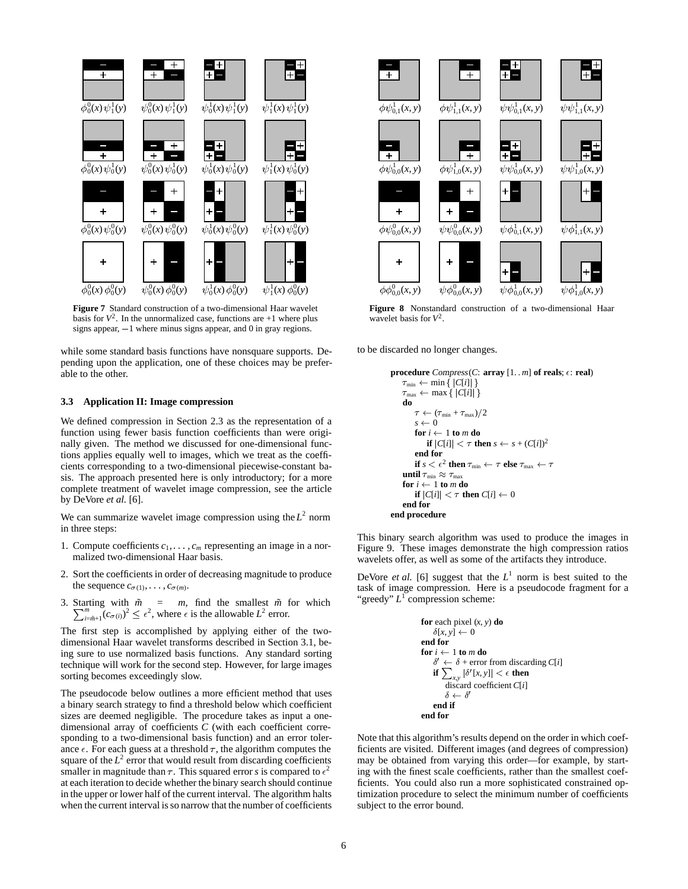**Figure 7** Standard construction of a two-dimensional Haar wavelet basis for $V^2$. In the unnormalized case, functions are +1 where plus signs appear, −1 where minus signs appear, and 0 in gray regions.

**Figure 8** Nonstandard construction of a two-dimensional Haar wavelet basis for $V^2$.

while some standard basis functions have nonsquare supports. Depending upon the application, one of these choices may be preferable to the other.

### 3.3 Application II: Image compression

We defined compression in Section 2.3 as the representation of a function using fewer basis function coefficients than were originally given. The method we discussed for one-dimensional functions applies equally well to images, which we treat as the coefficients corresponding to a two-dimensional piecewise-constant basis. The approach presented here is only introductory; for a more complete treatment of wavelet image compression, see the article by DeVore *et al.* [6].

We can summarize wavelet image compression using the $L^2$ norm in three steps:

1. Compute coefficients $c_1, \ldots, c_m$ representing an image in a normalized two-dimensional Haar basis.
2. Sort the coefficients in order of decreasing magnitude to produce the sequence $c_{\sigma(1)}, \ldots, c_{\sigma(m)}$.
3. Starting with $\tilde{m} = m$, find the smallest $\tilde{m}$ for which $\sum_{i=\tilde{m}+1}^{m} (c_{\sigma(i)})^2 \leq \epsilon^2$, where $\epsilon$ is the allowable $L^2$ error.

The first step is accomplished by applying either of the two-dimensional Haar wavelet transforms described in Section 3.1, being sure to use normalized basis functions. Any standard sorting technique will work for the second step. However, for large images sorting becomes exceedingly slow.

The pseudocode below outlines a more efficient method that uses a binary search strategy to find a threshold below which coefficient sizes are deemed negligible. The procedure takes as input a one-dimensional array of coefficients $C$ (with each coefficient corresponding to a two-dimensional basis function) and an error tolerance $\epsilon$. For each guess at a threshold $\tau$, the algorithm computes the square of the $L^2$ error that would result from discarding coefficients smaller in magnitude than $\tau$. This squared error $s$ is compared to $\epsilon^2$ at each iteration to decide whether the binary search should continue in the upper or lower half of the current interval. The algorithm halts when the current interval is so narrow that the number of coefficients to be discarded no longer changes.

```
procedure Compress(C: array [1..m] of reals; ε: real)
    τ_min ← min{ |C[i]| }
    τ_max ← max{ |C[i]| }
    do
        τ ← (τ_min + τ_max)/2
        s ← 0
        for i ← 1 to m do
            if |C[i]| < τ then s ← s + (C[i])^2
        end for
        if s < ε^2 then τ_min ← τ else τ_max ← τ
    until τ_min ≈ τ_max
    for i ← 1 to m do
        if |C[i]| < τ then C[i] ← 0
    end for
end procedure
```

This binary search algorithm was used to produce the images in Figure 9. These images demonstrate the high compression ratios wavelets offer, as well as some of the artifacts they introduce.

DeVore *et al.* [6] suggest that the $L^1$ norm is best suited to the task of image compression. Here is a pseudocode fragment for a "greedy" $L^1$ compression scheme:

```
for each pixel (x, y) do
    δ[x, y] ← 0
end for
for i ← 1 to m do
    δ' ← δ + error from discarding C[i]
    if Σ_{x,y} |δ'[x, y]| < ε then
        discard coefficient C[i]
        δ ← δ'
    end if
end for
```

Note that this algorithm's results depend on the order in which coefficients are visited. Different images (and degrees of compression) may be obtained from varying this order—for example, by starting with the finest scale coefficients, rather than the smallest coefficients. You could also run a more sophisticated constrained optimization procedure to select the minimum number of coefficients subject to the error bound.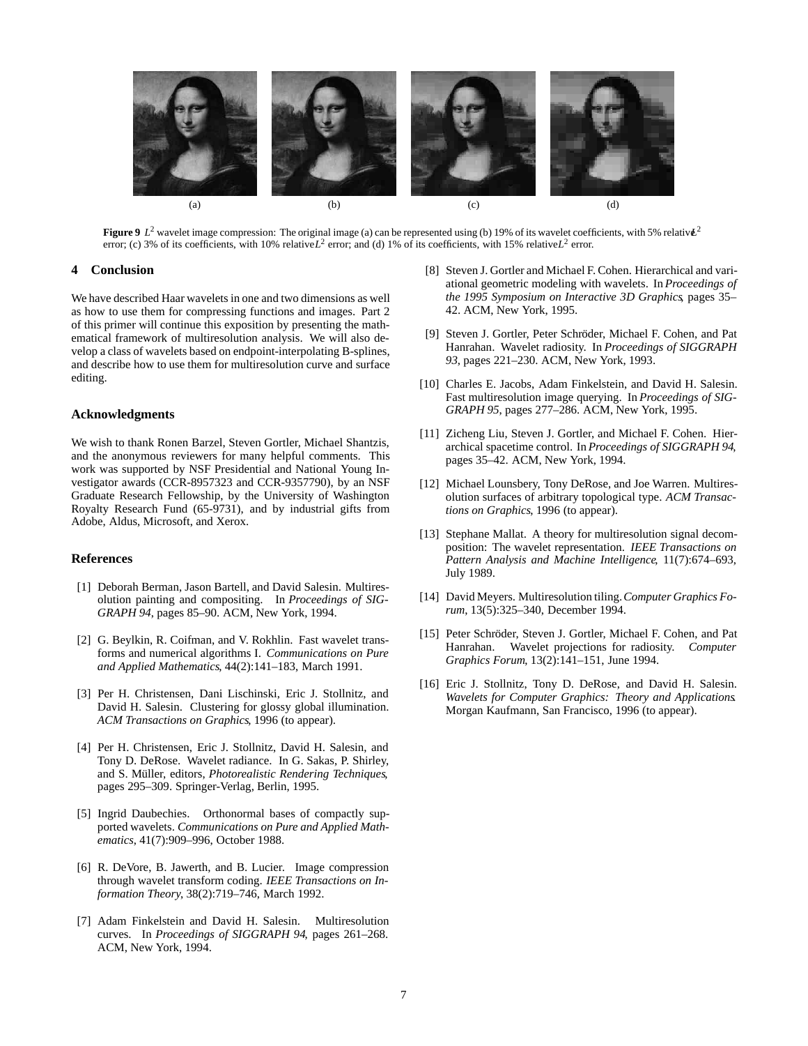(a) (b) (c) (d)

**Figure 9** $L^2$ wavelet image compression: The original image (a) can be represented using (b) 19% of its wavelet coefficients, with 5% relative $L^2$ error; (c) 3% of its coefficients, with 10% relative $L^2$ error; and (d) 1% of its coefficients, with 15% relative $L^2$ error.

## 4 Conclusion

We have described Haar wavelets in one and two dimensions as well as how to use them for compressing functions and images. Part 2 of this primer will continue this exposition by presenting the mathematical framework of multiresolution analysis. We will also develop a class of wavelets based on endpoint-interpolating B-splines, and describe how to use them for multiresolution curve and surface editing.

### Acknowledgments

We wish to thank Ronen Barzel, Steven Gortler, Michael Shantzis, and the anonymous reviewers for many helpful comments. This work was supported by NSF Presidential and National Young Investigator awards (CCR-8957323 and CCR-9357790), by an NSF Graduate Research Fellowship, by the University of Washington Royalty Research Fund (65-9731), and by industrial gifts from Adobe, Aldus, Microsoft, and Xerox.

### References

[1] Deborah Berman, Jason Bartell, and David Salesin. Multiresolution painting and compositing. In *Proceedings of SIGGRAPH 94*, pages 85–90. ACM, New York, 1994.

[2] G. Beylkin, R. Coifman, and V. Rokhlin. Fast wavelet transforms and numerical algorithms I. *Communications on Pure and Applied Mathematics*, 44(2):141–183, March 1991.

[3] Per H. Christensen, Dani Lischinski, Eric J. Stollnitz, and David H. Salesin. Clustering for glossy global illumination. *ACM Transactions on Graphics*, 1996 (to appear).

[4] Per H. Christensen, Eric J. Stollnitz, David H. Salesin, and Tony D. DeRose. Wavelet radiance. In G. Sakas, P. Shirley, and S. Müller, editors, *Photorealistic Rendering Techniques*, pages 295–309. Springer-Verlag, Berlin, 1995.

[5] Ingrid Daubechies. Orthonormal bases of compactly supported wavelets. *Communications on Pure and Applied Mathematics*, 41(7):909–996, October 1988.

[6] R. DeVore, B. Jawerth, and B. Lucier. Image compression through wavelet transform coding. *IEEE Transactions on Information Theory*, 38(2):719–746, March 1992.

[7] Adam Finkelstein and David H. Salesin. Multiresolution curves. In *Proceedings of SIGGRAPH 94*, pages 261–268. ACM, New York, 1994.

[8] Steven J. Gortler and Michael F. Cohen. Hierarchical and variational geometric modeling with wavelets. In *Proceedings of the 1995 Symposium on Interactive 3D Graphics*, pages 35–42. ACM, New York, 1995.

[9] Steven J. Gortler, Peter Schröder, Michael F. Cohen, and Pat Hanrahan. Wavelet radiosity. In *Proceedings of SIGGRAPH 93*, pages 221–230. ACM, New York, 1993.

[10] Charles E. Jacobs, Adam Finkelstein, and David H. Salesin. Fast multiresolution image querying. In *Proceedings of SIGGRAPH 95*, pages 277–286. ACM, New York, 1995.

[11] Zicheng Liu, Steven J. Gortler, and Michael F. Cohen. Hierarchical spacetime control. In *Proceedings of SIGGRAPH 94*, pages 35–42. ACM, New York, 1994.

[12] Michael Lounsbery, Tony DeRose, and Joe Warren. Multiresolution surfaces of arbitrary topological type. *ACM Transactions on Graphics*, 1996 (to appear).

[13] Stephane Mallat. A theory for multiresolution signal decomposition: The wavelet representation. *IEEE Transactions on Pattern Analysis and Machine Intelligence*, 11(7):674–693, July 1989.

[14] David Meyers. Multiresolution tiling. *Computer Graphics Forum*, 13(5):325–340, December 1994.

[15] Peter Schröder, Steven J. Gortler, Michael F. Cohen, and Pat Hanrahan. Wavelet projections for radiosity. *Computer Graphics Forum*, 13(2):141–151, June 1994.

[16] Eric J. Stollnitz, Tony D. DeRose, and David H. Salesin. *Wavelets for Computer Graphics: Theory and Applications*. Morgan Kaufmann, San Francisco, 1996 (to appear).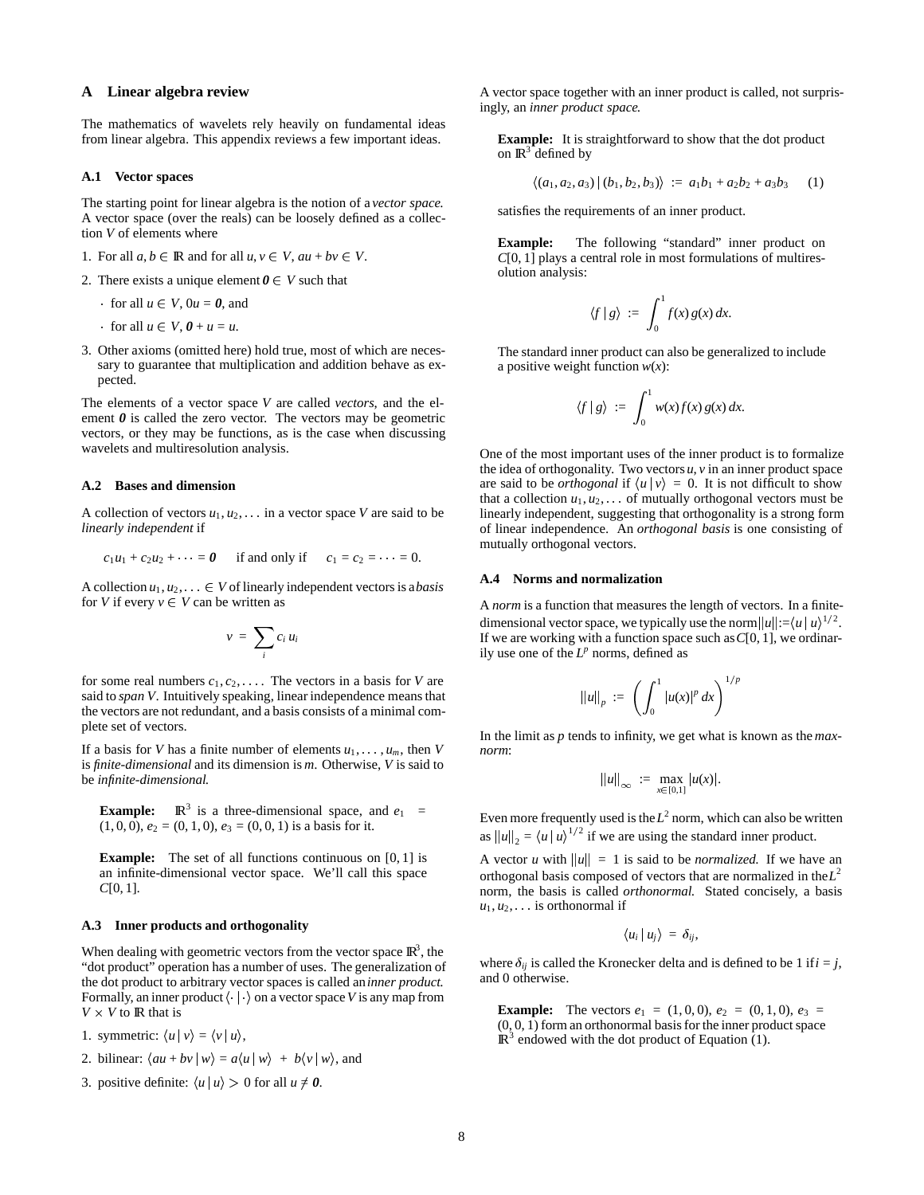## A Linear algebra review

The mathematics of wavelets rely heavily on fundamental ideas from linear algebra. This appendix reviews a few important ideas.

### A.1 Vector spaces

The starting point for linear algebra is the notion of a *vector space*. A vector space (over the reals) can be loosely defined as a collection $V$ of elements where

1. For all $a, b \in \mathbb{R}$ and for all $u, v \in V$, $au + bv \in V$.
2. There exists a unique element $\mathbf{0} \in V$ such that
   - for all $u \in V$, $0u = \mathbf{0}$, and
   - for all $u \in V$, $\mathbf{0} + u = u$.
3. Other axioms (omitted here) hold true, most of which are necessary to guarantee that multiplication and addition behave as expected.

The elements of a vector space $V$ are called *vectors*, and the element $\mathbf{0}$ is called the zero vector. The vectors may be geometric vectors, or they may be functions, as is the case when discussing wavelets and multiresolution analysis.

### A.2 Bases and dimension

A collection of vectors $u_1, u_2, \ldots$ in a vector space $V$ are said to be *linearly independent* if

$$c_1 u_1 + c_2 u_2 + \cdots = \mathbf{0} \quad \text{if and only if} \quad c_1 = c_2 = \cdots = 0.$$

A collection $u_1, u_2, \ldots \in V$ of linearly independent vectors is a *basis* for $V$ if every $v \in V$ can be written as

$$v = \sum_i c_i u_i$$

for some real numbers $c_1, c_2, \ldots$. The vectors in a basis for $V$ are said to *span* $V$. Intuitively speaking, linear independence means that the vectors are not redundant, and a basis consists of a minimal complete set of vectors.

If a basis for $V$ has a finite number of elements $u_1, \ldots, u_m$, then $V$ is *finite-dimensional* and its dimension is $m$. Otherwise, $V$ is said to be *infinite-dimensional*.

**Example:** $\mathbb{R}^3$ is a three-dimensional space, and $e_1 = (1, 0, 0)$, $e_2 = (0, 1, 0)$, $e_3 = (0, 0, 1)$ is a basis for it.

**Example:** The set of all functions continuous on $[0, 1]$ is an infinite-dimensional vector space. We'll call this space $C[0, 1]$.

### A.3 Inner products and orthogonality

When dealing with geometric vectors from the vector space $\mathbb{R}^3$, the "dot product" operation has a number of uses. The generalization of the dot product to arbitrary vector spaces is called an *inner product*. Formally, an inner product $\langle \cdot \mid \cdot \rangle$ on a vector space $V$ is any map from $V \times V$ to $\mathbb{R}$ that is

1. symmetric: $\langle u \mid v \rangle = \langle v \mid u \rangle$,
2. bilinear: $\langle au + bv \mid w \rangle = a\langle u \mid w \rangle + b\langle v \mid w \rangle$, and
3. positive definite: $\langle u \mid u \rangle > 0$ for all $u \neq \mathbf{0}$.

A vector space together with an inner product is called, not surprisingly, an *inner product space*.

**Example:** It is straightforward to show that the dot product on $\mathbb{R}^3$ defined by

$$\langle (a_1, a_2, a_3) \mid (b_1, b_2, b_3) \rangle := a_1 b_1 + a_2 b_2 + a_3 b_3 \qquad (1)$$

satisfies the requirements of an inner product.

**Example:** The following "standard" inner product on $C[0, 1]$ plays a central role in most formulations of multiresolution analysis:

$$\langle f \mid g \rangle := \int_0^1 f(x)\, g(x)\, dx.$$

The standard inner product can also be generalized to include a positive weight function $w(x)$:

$$\langle f \mid g \rangle := \int_0^1 w(x)\, f(x)\, g(x)\, dx.$$

One of the most important uses of the inner product is to formalize the idea of orthogonality. Two vectors $u, v$ in an inner product space are said to be *orthogonal* if $\langle u \mid v \rangle = 0$. It is not difficult to show that a collection $u_1, u_2, \ldots$ of mutually orthogonal vectors must be linearly independent, suggesting that orthogonality is a strong form of linear independence. An *orthogonal basis* is one consisting of mutually orthogonal vectors.

### A.4 Norms and normalization

A *norm* is a function that measures the length of vectors. In a finite-dimensional vector space, we typically use the norm $\|u\| := \langle u \mid u \rangle^{1/2}$. If we are working with a function space such as $C[0, 1]$, we ordinarily use one of the $L^p$ norms, defined as

$$\|u\|_p := \left( \int_0^1 |u(x)|^p\, dx \right)^{1/p}$$

In the limit as $p$ tends to infinity, we get what is known as the *max-norm*:

$$\|u\|_\infty := \max_{x \in [0,1]} |u(x)|.$$

Even more frequently used is the $L^2$ norm, which can also be written as $\|u\|_2 = \langle u \mid u \rangle^{1/2}$ if we are using the standard inner product.

A vector $u$ with $\|u\| = 1$ is said to be *normalized*. If we have an orthogonal basis composed of vectors that are normalized in the $L^2$ norm, the basis is called *orthonormal*. Stated concisely, a basis $u_1, u_2, \ldots$ is orthonormal if

$$\langle u_i \mid u_j \rangle = \delta_{ij},$$

where $\delta_{ij}$ is called the Kronecker delta and is defined to be 1 if $i = j$, and 0 otherwise.

**Example:** The vectors $e_1 = (1, 0, 0)$, $e_2 = (0, 1, 0)$, $e_3 = (0, 0, 1)$ form an orthonormal basis for the inner product space $\mathbb{R}^3$ endowed with the dot product of Equation (1).